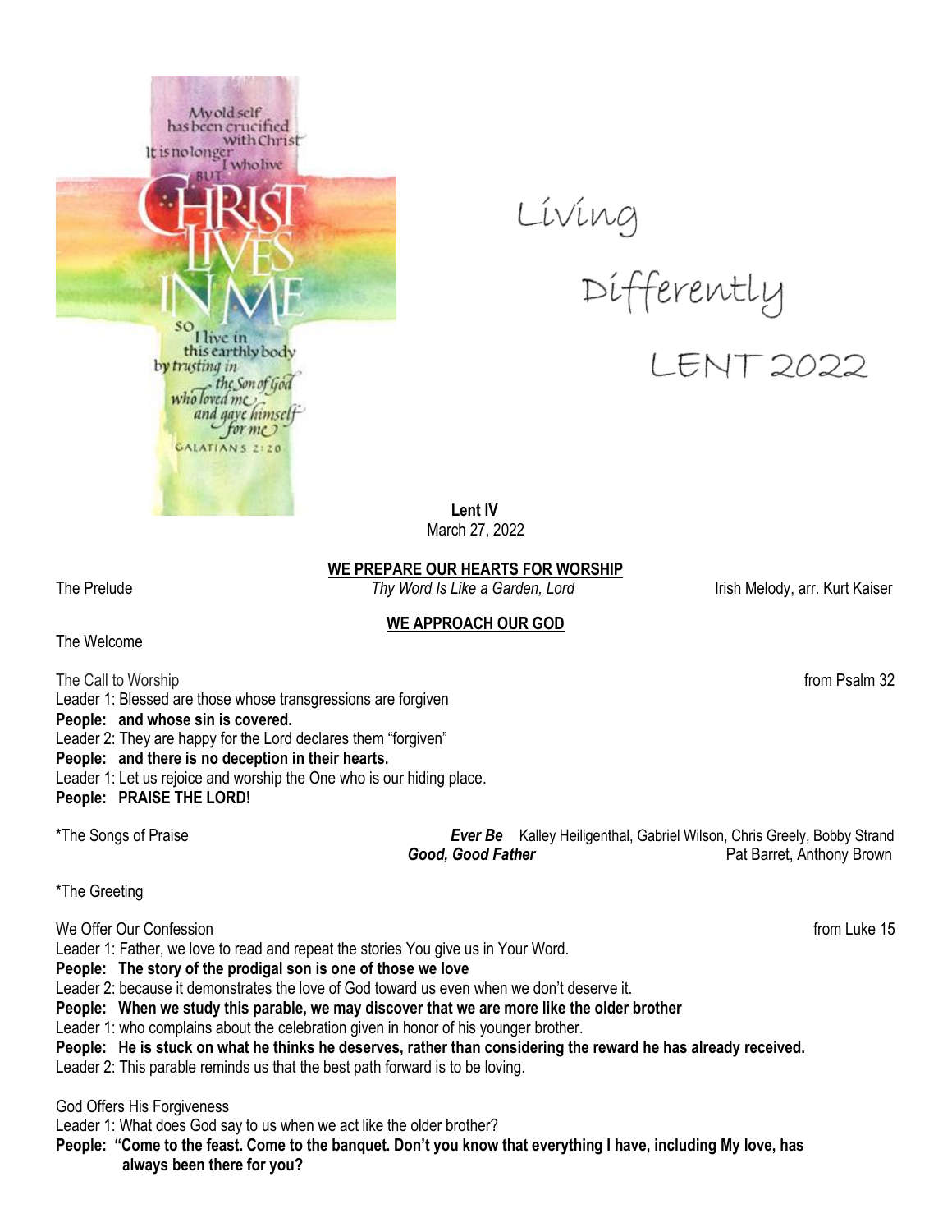# Living Differently

## LENT 2022

**Lent IV**
March 27, 2022

**WE PREPARE OUR HEARTS FOR WORSHIP**

The Prelude — *Thy Word Is Like a Garden, Lord* — Irish Melody, arr. Kurt Kaiser

**WE APPROACH OUR GOD**

The Welcome

The Call to Worship — from Psalm 32

Leader 1: Blessed are those whose transgressions are forgiven
**People: and whose sin is covered.**
Leader 2: They are happy for the Lord declares them "forgiven"
**People: and there is no deception in their hearts.**
Leader 1: Let us rejoice and worship the One who is our hiding place.
**People: PRAISE THE LORD!**

*The Songs of Praise — ***Ever Be*** Kalley Heiligenthal, Gabriel Wilson, Chris Greely, Bobby Strand
***Good, Good Father*** Pat Barret, Anthony Brown

*The Greeting

We Offer Our Confession — from Luke 15

Leader 1: Father, we love to read and repeat the stories You give us in Your Word.
**People: The story of the prodigal son is one of those we love**
Leader 2: because it demonstrates the love of God toward us even when we don't deserve it.
**People: When we study this parable, we may discover that we are more like the older brother**
Leader 1: who complains about the celebration given in honor of his younger brother.
**People: He is stuck on what he thinks he deserves, rather than considering the reward he has already received.**
Leader 2: This parable reminds us that the best path forward is to be loving.

God Offers His Forgiveness

Leader 1: What does God say to us when we act like the older brother?
**People: "Come to the feast. Come to the banquet. Don't you know that everything I have, including My love, has always been there for you?**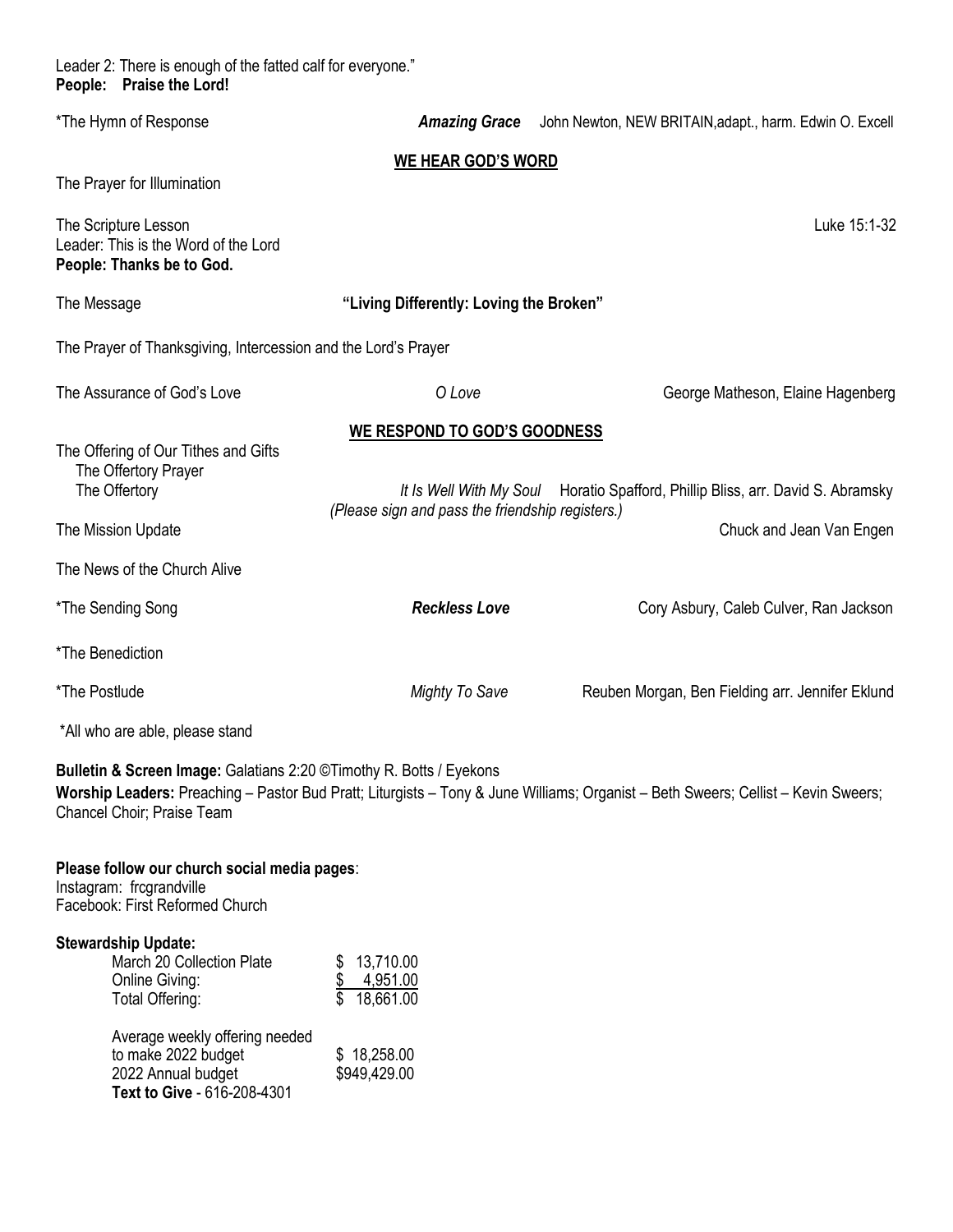Leader 2: There is enough of the fatted calf for everyone."
**People: Praise the Lord!**

*The Hymn of Response — ***Amazing Grace*** — John Newton, NEW BRITAIN,adapt., harm. Edwin O. Excell

## WE HEAR GOD'S WORD

The Prayer for Illumination

The Scripture Lesson — Luke 15:1-32
Leader: This is the Word of the Lord
**People: Thanks be to God.**

The Message — **"Living Differently: Loving the Broken"**

The Prayer of Thanksgiving, Intercession and the Lord's Prayer

The Assurance of God's Love — *O Love* — George Matheson, Elaine Hagenberg

## WE RESPOND TO GOD'S GOODNESS

The Offering of Our Tithes and Gifts
  The Offertory Prayer
  The Offertory — *It Is Well With My Soul* — Horatio Spafford, Phillip Bliss, arr. David S. Abramsky
*(Please sign and pass the friendship registers.)*

The Mission Update — Chuck and Jean Van Engen

The News of the Church Alive

*The Sending Song — ***Reckless Love*** — Cory Asbury, Caleb Culver, Ran Jackson

*The Benediction

*The Postlude — *Mighty To Save* — Reuben Morgan, Ben Fielding arr. Jennifer Eklund

*All who are able, please stand

**Bulletin & Screen Image:** Galatians 2:20 ©Timothy R. Botts / Eyekons
**Worship Leaders:** Preaching – Pastor Bud Pratt; Liturgists – Tony & June Williams; Organist – Beth Sweers; Cellist – Kevin Sweers; Chancel Choir; Praise Team

**Please follow our church social media pages**:
Instagram: frcgrandville
Facebook: First Reformed Church

**Stewardship Update:**

| | |
|---|---|
| March 20 Collection Plate | $ 13,710.00 |
| Online Giving: | $ 4,951.00 |
| Total Offering: | $ 18,661.00 |
| Average weekly offering needed to make 2022 budget | $ 18,258.00 |
| 2022 Annual budget | $949,429.00 |

**Text to Give** - 616-208-4301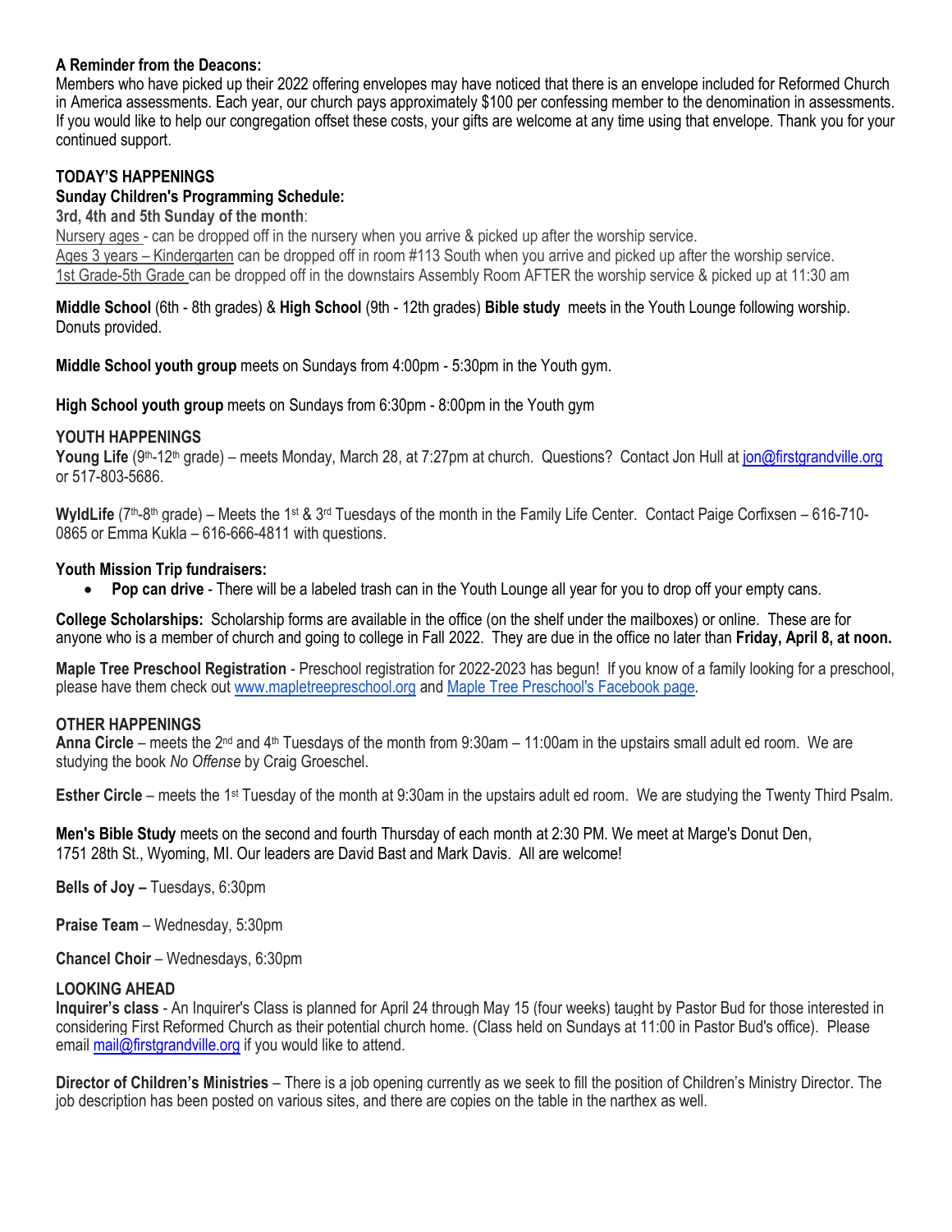**A Reminder from the Deacons:**
Members who have picked up their 2022 offering envelopes may have noticed that there is an envelope included for Reformed Church in America assessments. Each year, our church pays approximately $100 per confessing member to the denomination in assessments. If you would like to help our congregation offset these costs, your gifts are welcome at any time using that envelope. Thank you for your continued support.

## TODAY'S HAPPENINGS

**Sunday Children's Programming Schedule:**

**3rd, 4th and 5th Sunday of the month**:
Nursery ages - can be dropped off in the nursery when you arrive & picked up after the worship service.
Ages 3 years – Kindergarten can be dropped off in room #113 South when you arrive and picked up after the worship service.
1st Grade-5th Grade can be dropped off in the downstairs Assembly Room AFTER the worship service & picked up at 11:30 am

**Middle School** (6th - 8th grades) & **High School** (9th - 12th grades) **Bible study** meets in the Youth Lounge following worship. Donuts provided.

**Middle School youth group** meets on Sundays from 4:00pm - 5:30pm in the Youth gym.

**High School youth group** meets on Sundays from 6:30pm - 8:00pm in the Youth gym

## YOUTH HAPPENINGS

**Young Life** (9th-12th grade) – meets Monday, March 28, at 7:27pm at church. Questions? Contact Jon Hull at jon@firstgrandville.org or 517-803-5686.

**WyldLife** (7th-8th grade) – Meets the 1st & 3rd Tuesdays of the month in the Family Life Center. Contact Paige Corfixsen – 616-710-0865 or Emma Kukla – 616-666-4811 with questions.

**Youth Mission Trip fundraisers:**

- **Pop can drive** - There will be a labeled trash can in the Youth Lounge all year for you to drop off your empty cans.

**College Scholarships:** Scholarship forms are available in the office (on the shelf under the mailboxes) or online. These are for anyone who is a member of church and going to college in Fall 2022. They are due in the office no later than **Friday, April 8, at noon.**

**Maple Tree Preschool Registration** - Preschool registration for 2022-2023 has begun! If you know of a family looking for a preschool, please have them check out www.mapletreepreschool.org and Maple Tree Preschool's Facebook page.

## OTHER HAPPENINGS

**Anna Circle** – meets the 2nd and 4th Tuesdays of the month from 9:30am – 11:00am in the upstairs small adult ed room. We are studying the book *No Offense* by Craig Groeschel.

**Esther Circle** – meets the 1st Tuesday of the month at 9:30am in the upstairs adult ed room. We are studying the Twenty Third Psalm.

**Men's Bible Study** meets on the second and fourth Thursday of each month at 2:30 PM. We meet at Marge's Donut Den, 1751 28th St., Wyoming, MI. Our leaders are David Bast and Mark Davis. All are welcome!

**Bells of Joy –** Tuesdays, 6:30pm

**Praise Team** – Wednesday, 5:30pm

**Chancel Choir** – Wednesdays, 6:30pm

## LOOKING AHEAD

**Inquirer's class** - An Inquirer's Class is planned for April 24 through May 15 (four weeks) taught by Pastor Bud for those interested in considering First Reformed Church as their potential church home. (Class held on Sundays at 11:00 in Pastor Bud's office). Please email mail@firstgrandville.org if you would like to attend.

**Director of Children's Ministries** – There is a job opening currently as we seek to fill the position of Children's Ministry Director. The job description has been posted on various sites, and there are copies on the table in the narthex as well.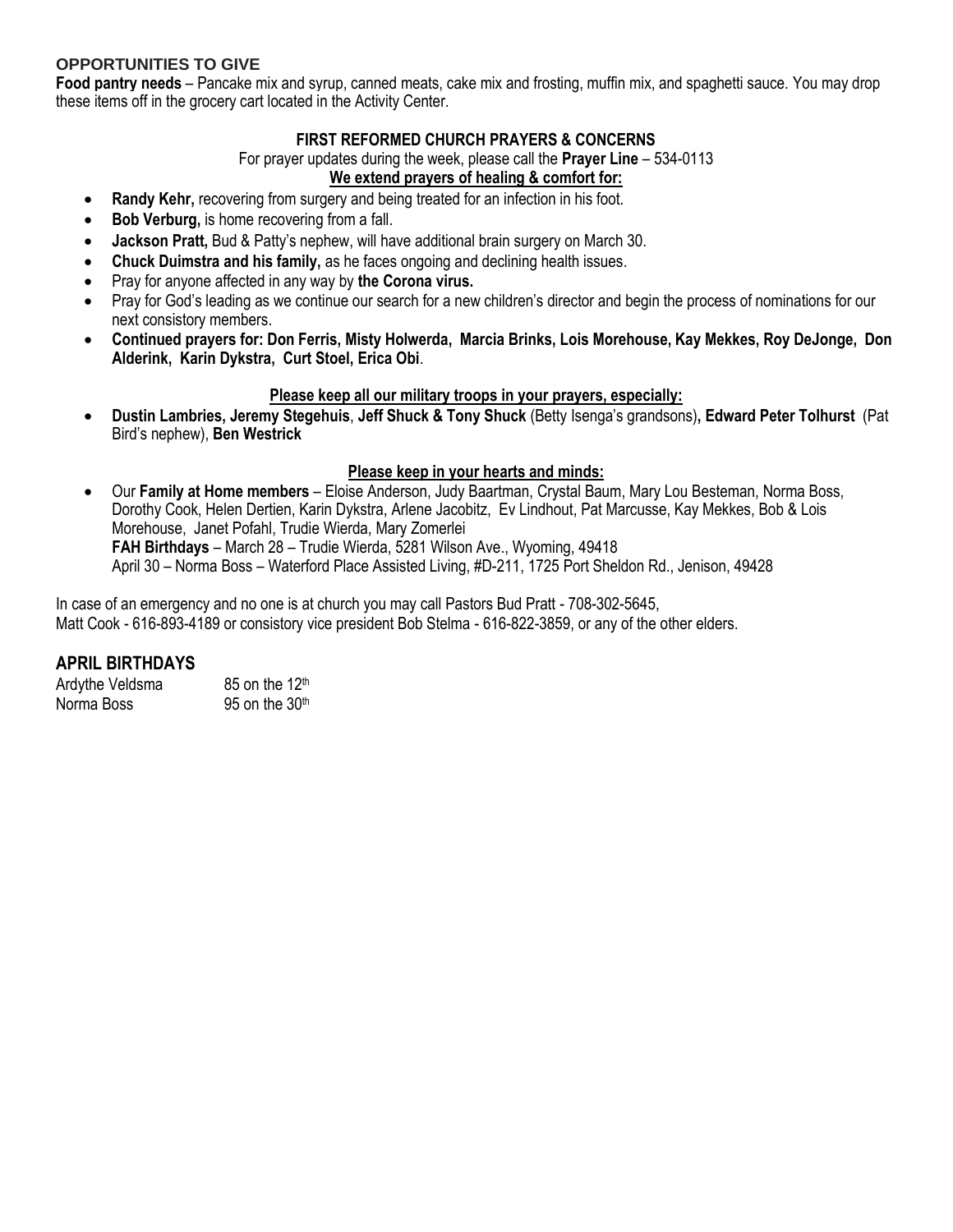## OPPORTUNITIES TO GIVE

**Food pantry needs** – Pancake mix and syrup, canned meats, cake mix and frosting, muffin mix, and spaghetti sauce. You may drop these items off in the grocery cart located in the Activity Center.

### FIRST REFORMED CHURCH PRAYERS & CONCERNS

For prayer updates during the week, please call the **Prayer Line** – 534-0113

**We extend prayers of healing & comfort for:**

- **Randy Kehr,** recovering from surgery and being treated for an infection in his foot.
- **Bob Verburg,** is home recovering from a fall.
- **Jackson Pratt,** Bud & Patty's nephew, will have additional brain surgery on March 30.
- **Chuck Duimstra and his family,** as he faces ongoing and declining health issues.
- Pray for anyone affected in any way by **the Corona virus.**
- Pray for God's leading as we continue our search for a new children's director and begin the process of nominations for our next consistory members.
- **Continued prayers for: Don Ferris, Misty Holwerda, Marcia Brinks, Lois Morehouse, Kay Mekkes, Roy DeJonge, Don Alderink, Karin Dykstra, Curt Stoel, Erica Obi**.

**Please keep all our military troops in your prayers, especially:**

- **Dustin Lambries, Jeremy Stegehuis**, **Jeff Shuck & Tony Shuck** (Betty Isenga's grandsons)**, Edward Peter Tolhurst** (Pat Bird's nephew), **Ben Westrick**

**Please keep in your hearts and minds:**

- Our **Family at Home members** – Eloise Anderson, Judy Baartman, Crystal Baum, Mary Lou Besteman, Norma Boss, Dorothy Cook, Helen Dertien, Karin Dykstra, Arlene Jacobitz, Ev Lindhout, Pat Marcusse, Kay Mekkes, Bob & Lois Morehouse, Janet Pofahl, Trudie Wierda, Mary Zomerlei
  **FAH Birthdays** – March 28 – Trudie Wierda, 5281 Wilson Ave., Wyoming, 49418
  April 30 – Norma Boss – Waterford Place Assisted Living, #D-211, 1725 Port Sheldon Rd., Jenison, 49428

In case of an emergency and no one is at church you may call Pastors Bud Pratt - 708-302-5645, Matt Cook - 616-893-4189 or consistory vice president Bob Stelma - 616-822-3859, or any of the other elders.

## APRIL BIRTHDAYS

| | |
|---|---|
| Ardythe Veldsma | 85 on the 12th |
| Norma Boss | 95 on the 30th |